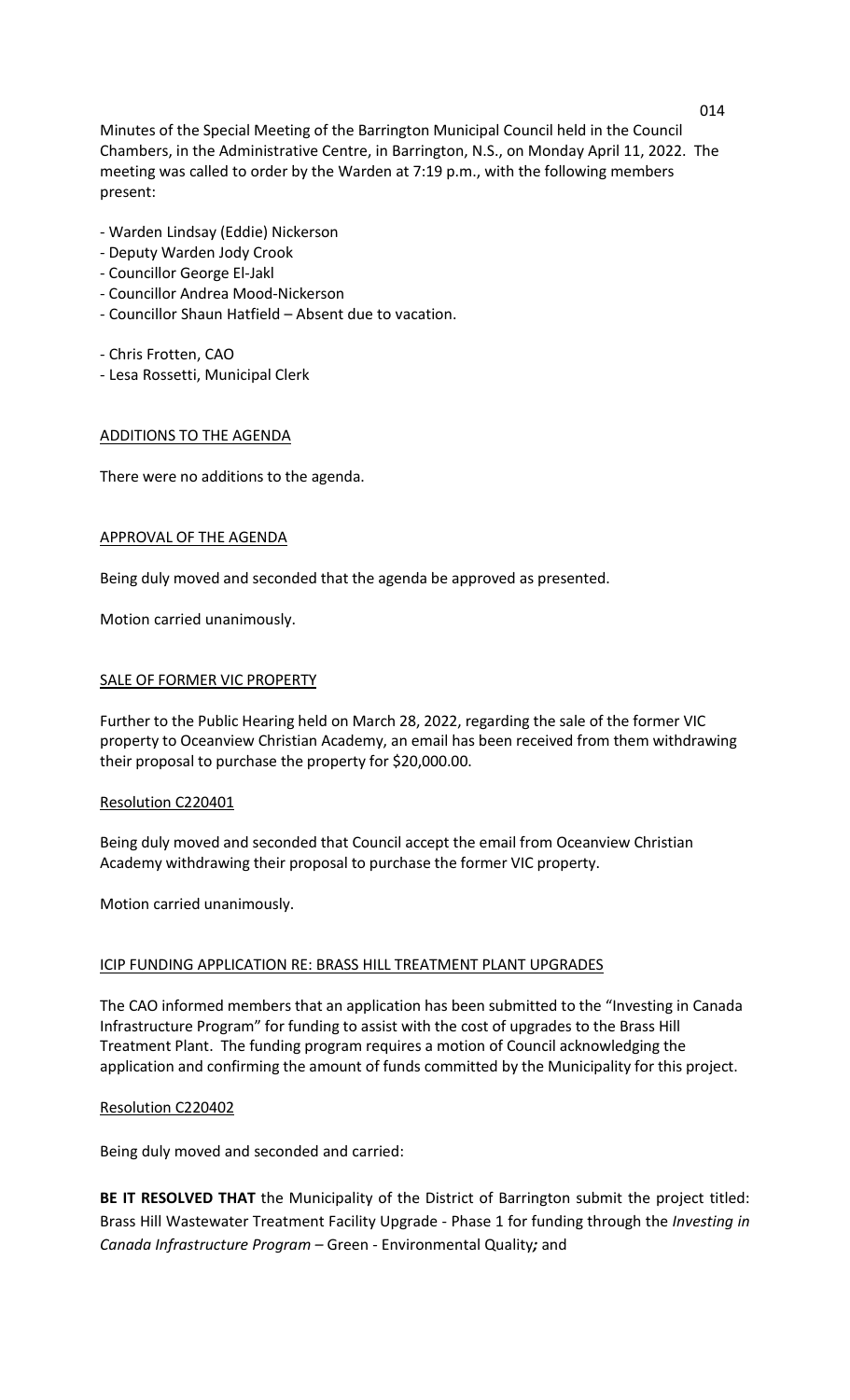Minutes of the Special Meeting of the Barrington Municipal Council held in the Council Chambers, in the Administrative Centre, in Barrington, N.S., on Monday April 11, 2022. The meeting was called to order by the Warden at 7:19 p.m., with the following members present:

- Warden Lindsay (Eddie) Nickerson
- Deputy Warden Jody Crook
- Councillor George El-Jakl
- Councillor Andrea Mood-Nickerson
- Councillor Shaun Hatfield – Absent due to vacation.

- Chris Frotten, CAO
- Lesa Rossetti, Municipal Clerk

## ADDITIONS TO THE AGENDA

There were no additions to the agenda.

## APPROVAL OF THE AGENDA

Being duly moved and seconded that the agenda be approved as presented.

Motion carried unanimously.

## SALE OF FORMER VIC PROPERTY

Further to the Public Hearing held on March 28, 2022, regarding the sale of the former VIC property to Oceanview Christian Academy, an email has been received from them withdrawing their proposal to purchase the property for $20,000.00.

### Resolution C220401

Being duly moved and seconded that Council accept the email from Oceanview Christian Academy withdrawing their proposal to purchase the former VIC property.

Motion carried unanimously.

## ICIP FUNDING APPLICATION RE: BRASS HILL TREATMENT PLANT UPGRADES

The CAO informed members that an application has been submitted to the "Investing in Canada Infrastructure Program" for funding to assist with the cost of upgrades to the Brass Hill Treatment Plant. The funding program requires a motion of Council acknowledging the application and confirming the amount of funds committed by the Municipality for this project.

### Resolution C220402

Being duly moved and seconded and carried:

**BE IT RESOLVED THAT** the Municipality of the District of Barrington submit the project titled: Brass Hill Wastewater Treatment Facility Upgrade - Phase 1 for funding through the *Investing in Canada Infrastructure Program* – Green - Environmental Quality***;*** and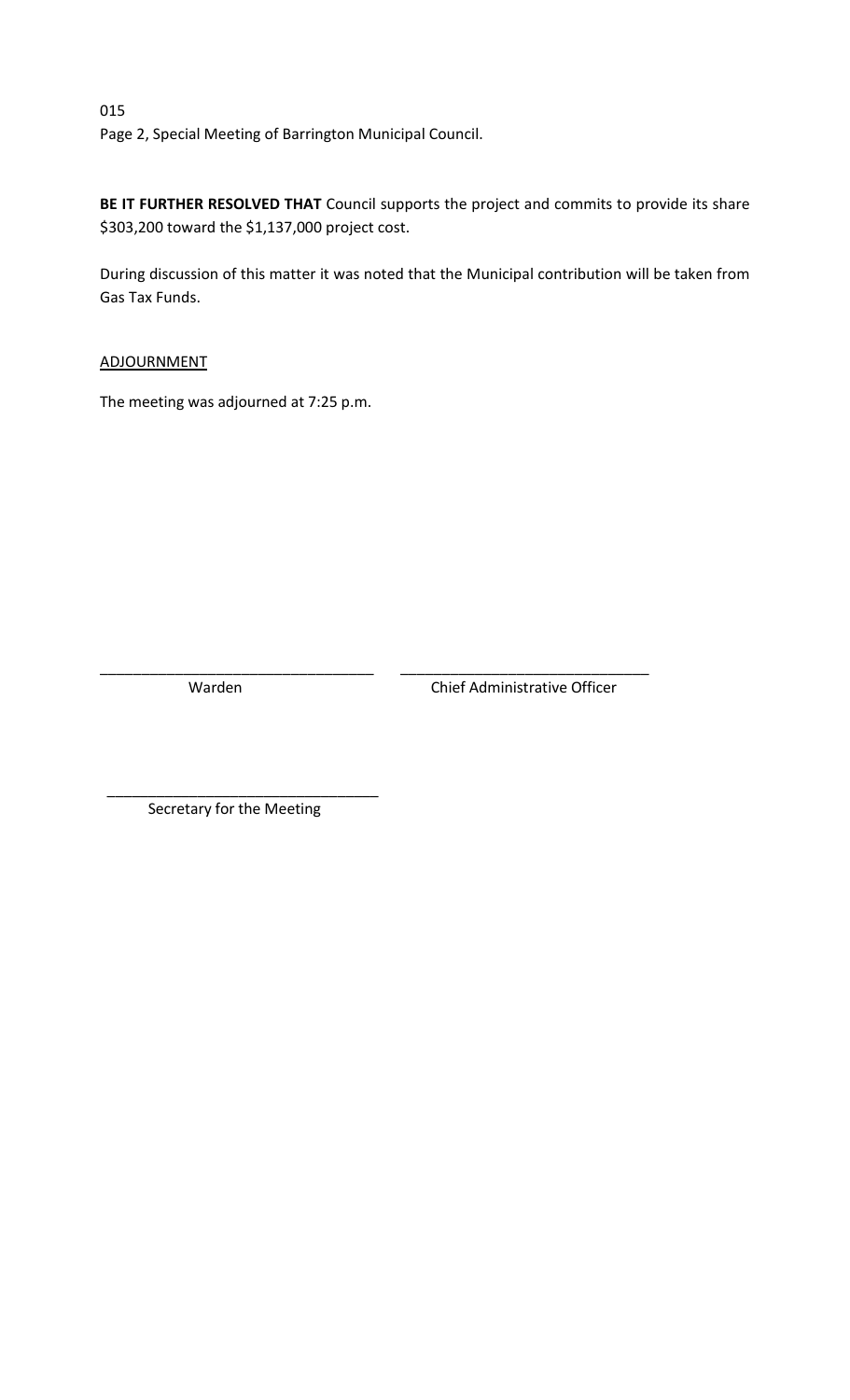**BE IT FURTHER RESOLVED THAT** Council supports the project and commits to provide its share $303,200 toward the $1,137,000 project cost.

During discussion of this matter it was noted that the Municipal contribution will be taken from Gas Tax Funds.

ADJOURNMENT

The meeting was adjourned at 7:25 p.m.

_________________________________ _______________________________
Warden Chief Administrative Officer

_________________________________
Secretary for the Meeting